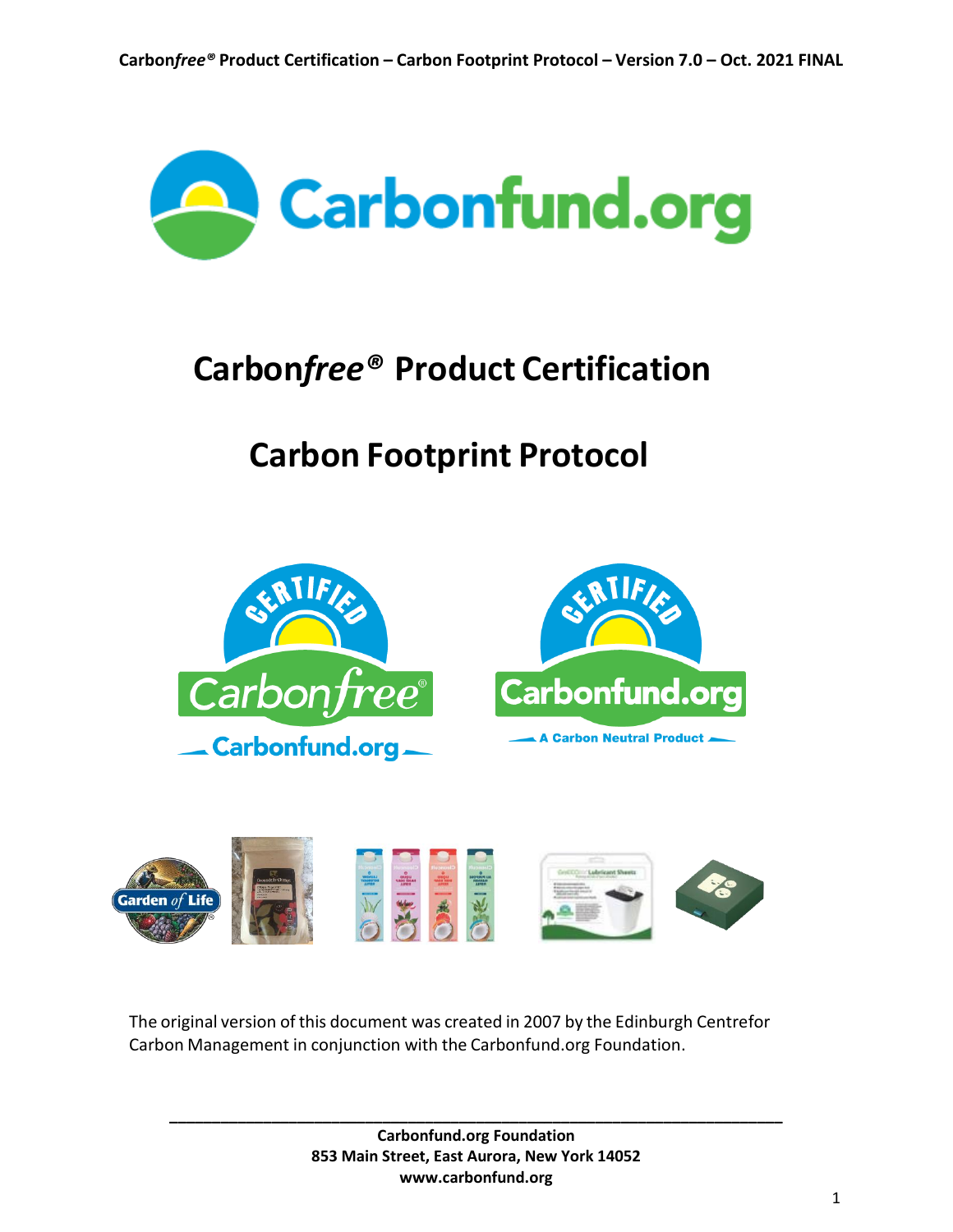# Carbon*free*® Product Certification

# Carbon Footprint Protocol

The original version of this document was created in 2007 by the Edinburgh Centrefor Carbon Management in conjunction with the Carbonfund.org Foundation.

**Carbonfund.org Foundation**
**853 Main Street, East Aurora, New York 14052**
**www.carbonfund.org**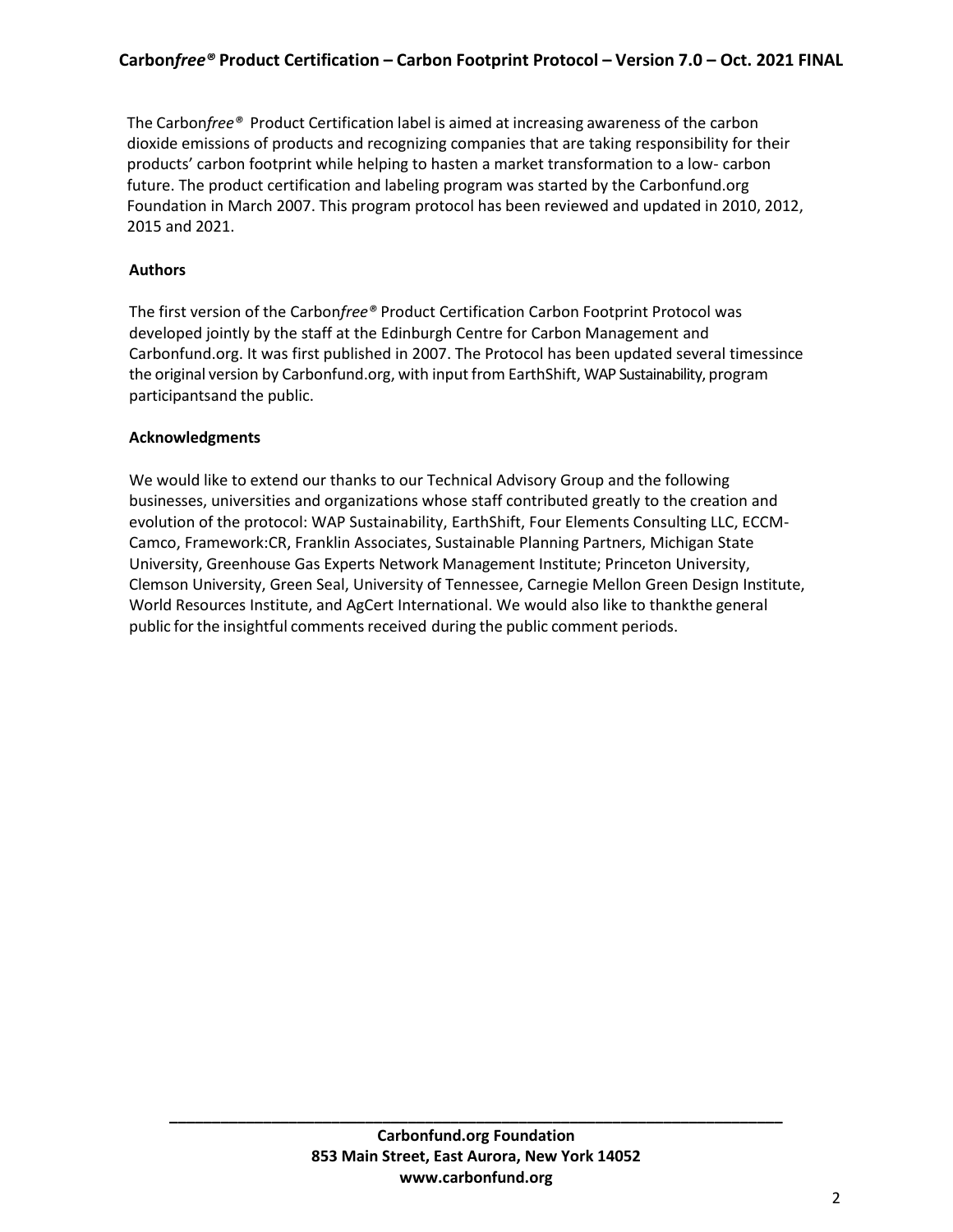The Carbon*free*® Product Certification label is aimed at increasing awareness of the carbon dioxide emissions of products and recognizing companies that are taking responsibility for their products' carbon footprint while helping to hasten a market transformation to a low- carbon future. The product certification and labeling program was started by the Carbonfund.org Foundation in March 2007. This program protocol has been reviewed and updated in 2010, 2012, 2015 and 2021.

**Authors**

The first version of the Carbon*free*® Product Certification Carbon Footprint Protocol was developed jointly by the staff at the Edinburgh Centre for Carbon Management and Carbonfund.org. It was first published in 2007. The Protocol has been updated several timessince the original version by Carbonfund.org, with input from EarthShift, WAP Sustainability, program participantsand the public.

**Acknowledgments**

We would like to extend our thanks to our Technical Advisory Group and the following businesses, universities and organizations whose staff contributed greatly to the creation and evolution of the protocol: WAP Sustainability, EarthShift, Four Elements Consulting LLC, ECCM-Camco, Framework:CR, Franklin Associates, Sustainable Planning Partners, Michigan State University, Greenhouse Gas Experts Network Management Institute; Princeton University, Clemson University, Green Seal, University of Tennessee, Carnegie Mellon Green Design Institute, World Resources Institute, and AgCert International. We would also like to thankthe general public for the insightful comments received during the public comment periods.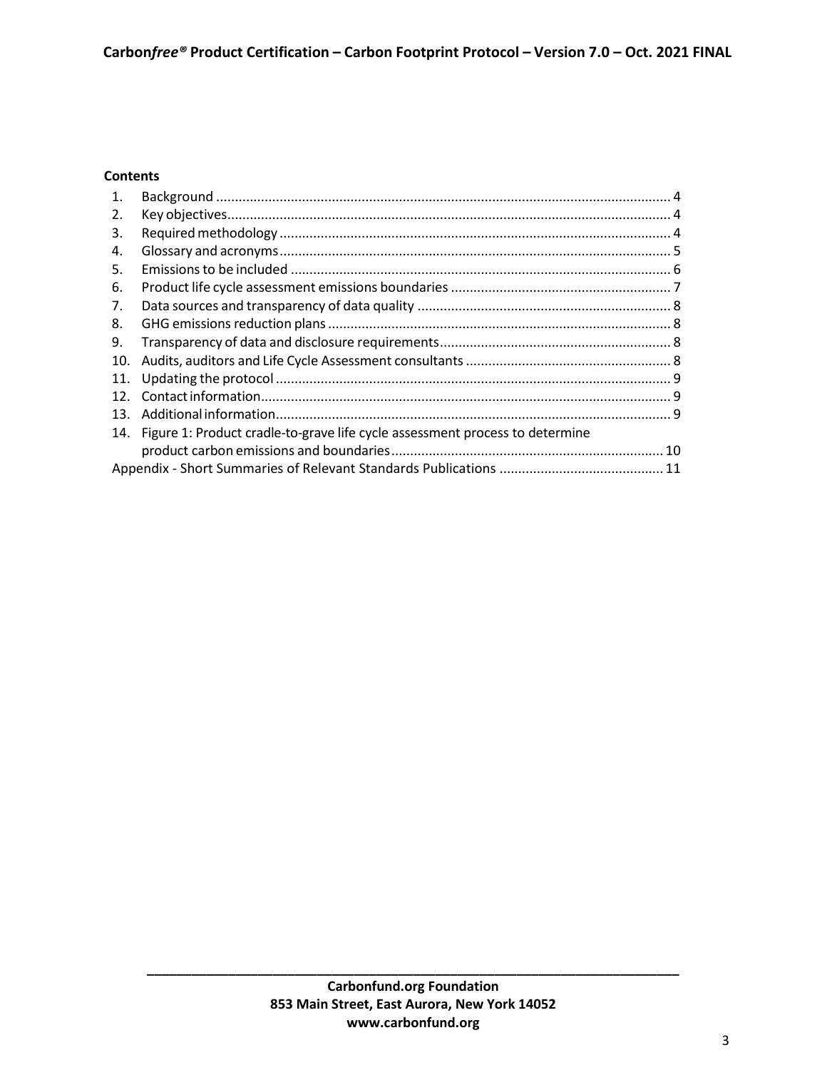**Contents**

1. Background ........................................................................................................................ 4
2. Key objectives..................................................................................................................... 4
3. Required methodology ....................................................................................................... 4
4. Glossary and acronyms....................................................................................................... 5
5. Emissions to be included .................................................................................................... 6
6. Product life cycle assessment emissions boundaries .......................................................... 7
7. Data sources and transparency of data quality ................................................................... 8
8. GHG emissions reduction plans .......................................................................................... 8
9. Transparency of data and disclosure requirements............................................................. 8
10. Audits, auditors and Life Cycle Assessment consultants ...................................................... 8
11. Updating the protocol ........................................................................................................ 9
12. Contact information............................................................................................................ 9
13. Additional information........................................................................................................ 9
14. Figure 1: Product cradle-to-grave life cycle assessment process to determine product carbon emissions and boundaries....................................................................... 10

Appendix - Short Summaries of Relevant Standards Publications ........................................... 11

**Carbonfund.org Foundation**
**853 Main Street, East Aurora, New York 14052**
**www.carbonfund.org**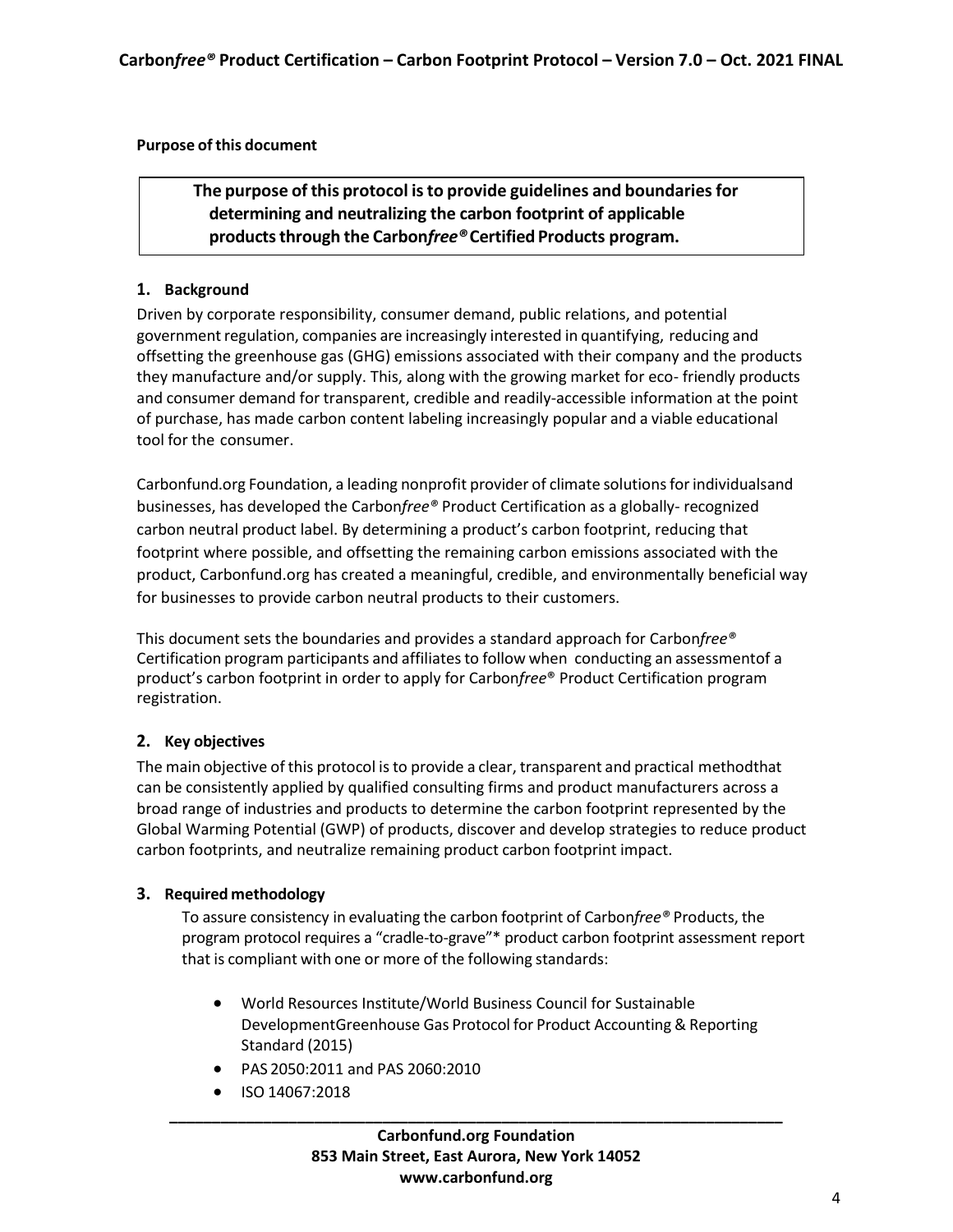**Purpose of this document**

**The purpose of this protocol is to provide guidelines and boundaries for determining and neutralizing the carbon footprint of applicable products through the Carbon*free*® Certified Products program.**

## 1. Background

Driven by corporate responsibility, consumer demand, public relations, and potential government regulation, companies are increasingly interested in quantifying, reducing and offsetting the greenhouse gas (GHG) emissions associated with their company and the products they manufacture and/or supply. This, along with the growing market for eco- friendly products and consumer demand for transparent, credible and readily-accessible information at the point of purchase, has made carbon content labeling increasingly popular and a viable educational tool for the consumer.

Carbonfund.org Foundation, a leading nonprofit provider of climate solutions for individualsand businesses, has developed the Carbon*free*® Product Certification as a globally- recognized carbon neutral product label. By determining a product's carbon footprint, reducing that footprint where possible, and offsetting the remaining carbon emissions associated with the product, Carbonfund.org has created a meaningful, credible, and environmentally beneficial way for businesses to provide carbon neutral products to their customers.

This document sets the boundaries and provides a standard approach for Carbon*free*® Certification program participants and affiliates to follow when conducting an assessmentof a product's carbon footprint in order to apply for Carbon*free*® Product Certification program registration.

## 2. Key objectives

The main objective of this protocol is to provide a clear, transparent and practical methodthat can be consistently applied by qualified consulting firms and product manufacturers across a broad range of industries and products to determine the carbon footprint represented by the Global Warming Potential (GWP) of products, discover and develop strategies to reduce product carbon footprints, and neutralize remaining product carbon footprint impact.

## 3. Required methodology

To assure consistency in evaluating the carbon footprint of Carbon*free*® Products, the program protocol requires a "cradle-to-grave"* product carbon footprint assessment report that is compliant with one or more of the following standards:

- World Resources Institute/World Business Council for Sustainable DevelopmentGreenhouse Gas Protocol for Product Accounting & Reporting Standard (2015)
- PAS 2050:2011 and PAS 2060:2010
- ISO 14067:2018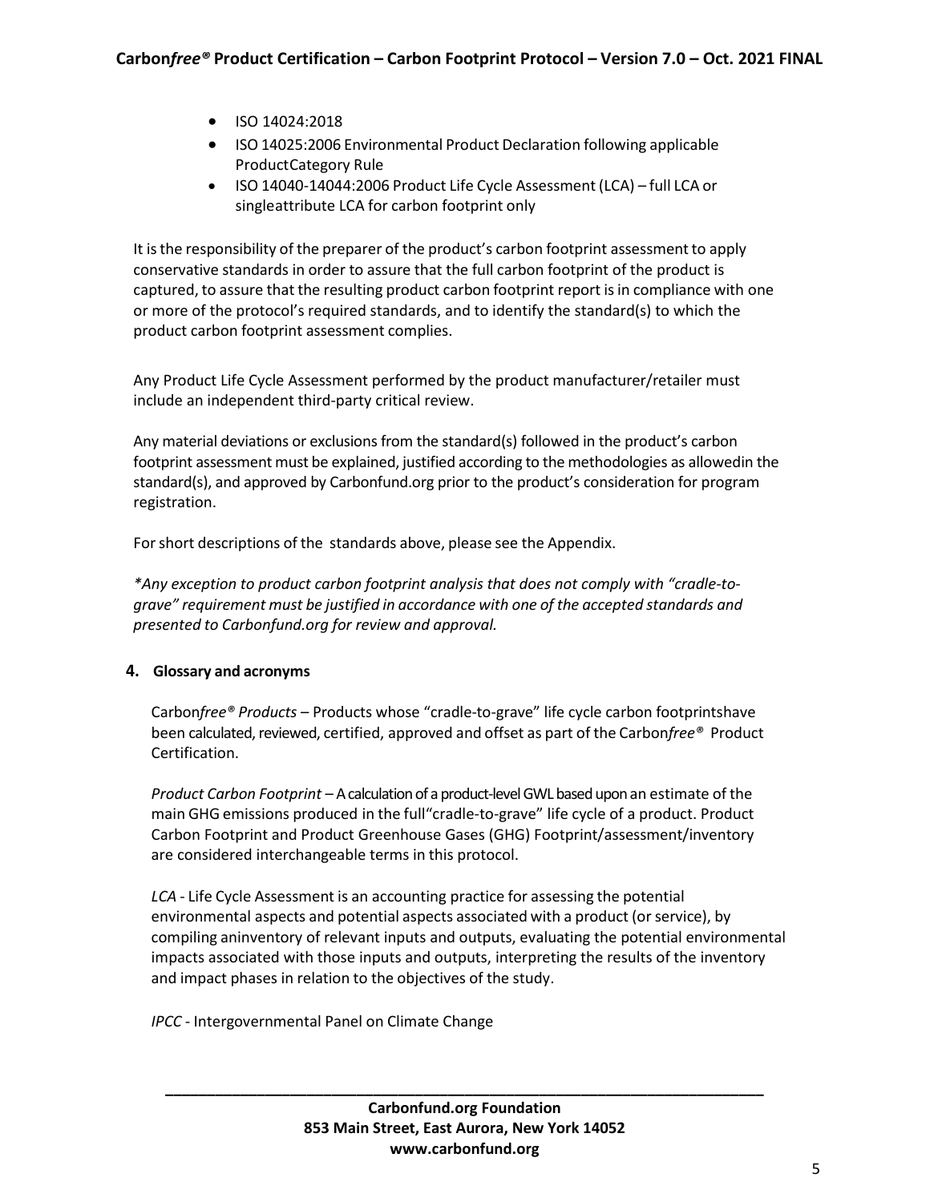- ISO 14024:2018
- ISO 14025:2006 Environmental Product Declaration following applicable ProductCategory Rule
- ISO 14040-14044:2006 Product Life Cycle Assessment (LCA) – full LCA or singleattribute LCA for carbon footprint only

It is the responsibility of the preparer of the product's carbon footprint assessment to apply conservative standards in order to assure that the full carbon footprint of the product is captured, to assure that the resulting product carbon footprint report is in compliance with one or more of the protocol's required standards, and to identify the standard(s) to which the product carbon footprint assessment complies.

Any Product Life Cycle Assessment performed by the product manufacturer/retailer must include an independent third-party critical review.

Any material deviations or exclusions from the standard(s) followed in the product's carbon footprint assessment must be explained, justified according to the methodologies as allowedin the standard(s), and approved by Carbonfund.org prior to the product's consideration for program registration.

For short descriptions of the standards above, please see the Appendix.

*\*Any exception to product carbon footprint analysis that does not comply with "cradle-to-grave" requirement must be justified in accordance with one of the accepted standards and presented to Carbonfund.org for review and approval.*

## 4. Glossary and acronyms

Carbon*free® Products* – Products whose "cradle-to-grave" life cycle carbon footprintshave been calculated, reviewed, certified, approved and offset as part of the Carbon*free®* Product Certification.

*Product Carbon Footprint* – A calculation of a product-level GWL based upon an estimate of the main GHG emissions produced in the full"cradle-to-grave" life cycle of a product. Product Carbon Footprint and Product Greenhouse Gases (GHG) Footprint/assessment/inventory are considered interchangeable terms in this protocol.

*LCA* - Life Cycle Assessment is an accounting practice for assessing the potential environmental aspects and potential aspects associated with a product (or service), by compiling aninventory of relevant inputs and outputs, evaluating the potential environmental impacts associated with those inputs and outputs, interpreting the results of the inventory and impact phases in relation to the objectives of the study.

*IPCC* - Intergovernmental Panel on Climate Change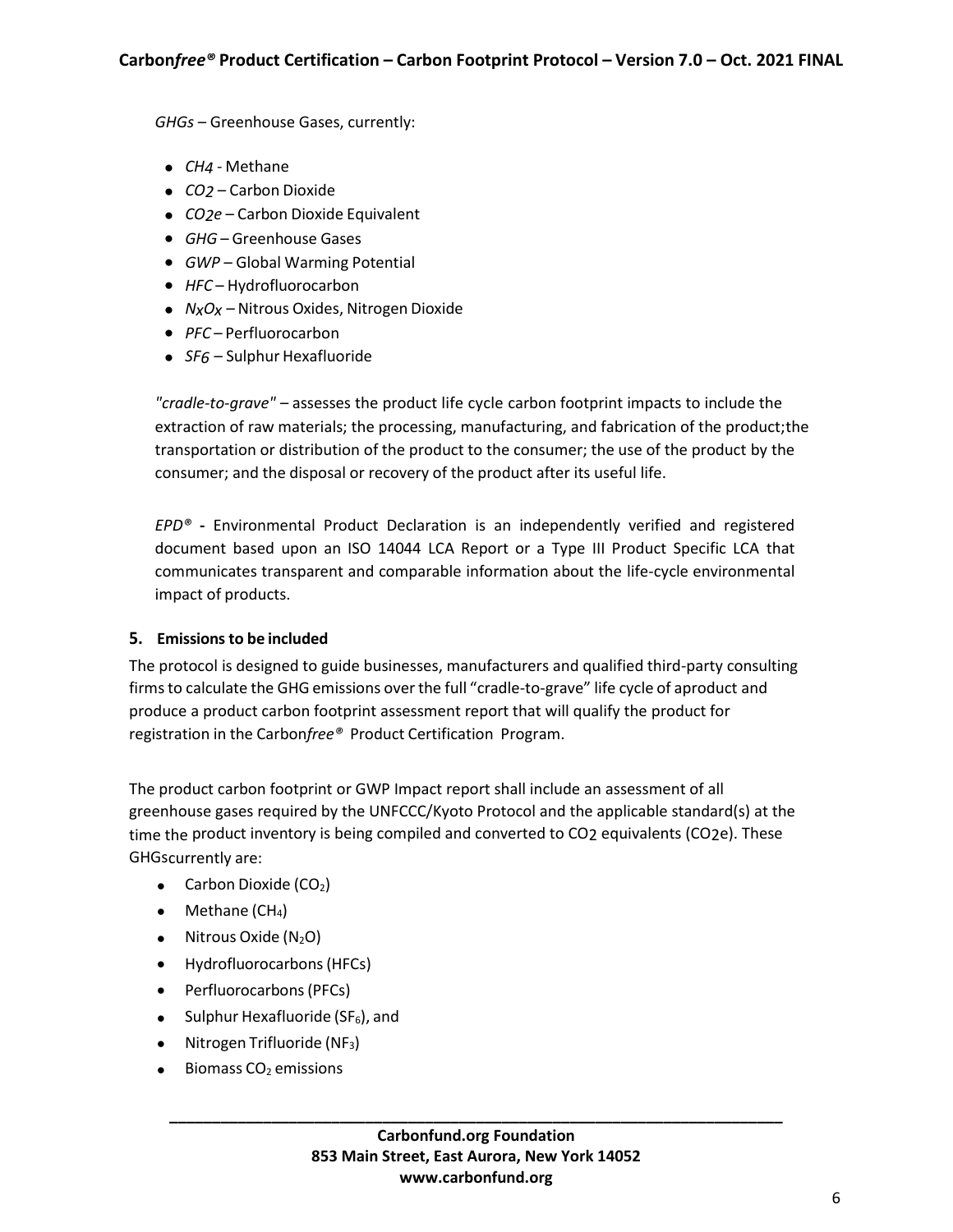*GHGs* – Greenhouse Gases, currently:

- *$CH_4$* - Methane
- *$CO_2$* – Carbon Dioxide
- *$CO_2e$* – Carbon Dioxide Equivalent
- *GHG* – Greenhouse Gases
- *GWP* – Global Warming Potential
- *HFC* – Hydrofluorocarbon
- *$N_xO_x$* – Nitrous Oxides, Nitrogen Dioxide
- *PFC* – Perfluorocarbon
- *$SF_6$* – Sulphur Hexafluoride

*"cradle-to-grave"* – assesses the product life cycle carbon footprint impacts to include the extraction of raw materials; the processing, manufacturing, and fabrication of the product;the transportation or distribution of the product to the consumer; the use of the product by the consumer; and the disposal or recovery of the product after its useful life.

*EPD®* - Environmental Product Declaration is an independently verified and registered document based upon an ISO 14044 LCA Report or a Type III Product Specific LCA that communicates transparent and comparable information about the life-cycle environmental impact of products.

## 5. Emissions to be included

The protocol is designed to guide businesses, manufacturers and qualified third-party consulting firms to calculate the GHG emissions over the full "cradle-to-grave" life cycle of aproduct and produce a product carbon footprint assessment report that will qualify the product for registration in the Carbon*free®* Product Certification Program.

The product carbon footprint or GWP Impact report shall include an assessment of all greenhouse gases required by the UNFCCC/Kyoto Protocol and the applicable standard(s) at the time the product inventory is being compiled and converted to $CO_2$ equivalents ($CO_2e$). These GHGscurrently are:

- Carbon Dioxide ($CO_2$)
- Methane ($CH_4$)
- Nitrous Oxide ($N_2O$)
- Hydrofluorocarbons (HFCs)
- Perfluorocarbons (PFCs)
- Sulphur Hexafluoride ($SF_6$), and
- Nitrogen Trifluoride ($NF_3$)
- Biomass $CO_2$ emissions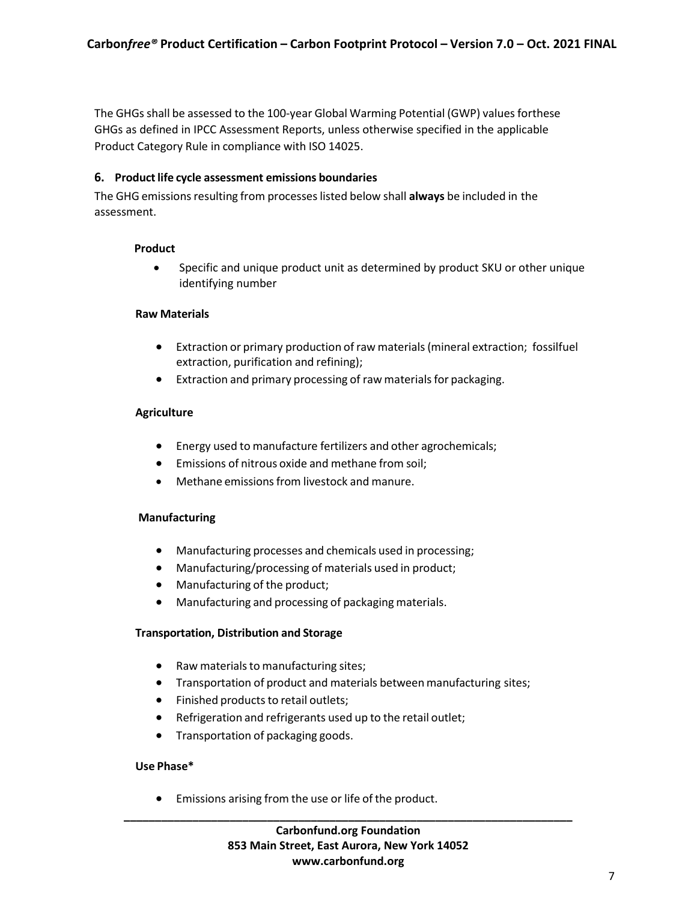The GHGs shall be assessed to the 100-year Global Warming Potential (GWP) values for these GHGs as defined in IPCC Assessment Reports, unless otherwise specified in the applicable Product Category Rule in compliance with ISO 14025.

## 6. Product life cycle assessment emissions boundaries

The GHG emissions resulting from processes listed below shall **always** be included in the assessment.

**Product**

- Specific and unique product unit as determined by product SKU or other unique identifying number

**Raw Materials**

- Extraction or primary production of raw materials (mineral extraction; fossil fuel extraction, purification and refining);
- Extraction and primary processing of raw materials for packaging.

**Agriculture**

- Energy used to manufacture fertilizers and other agrochemicals;
- Emissions of nitrous oxide and methane from soil;
- Methane emissions from livestock and manure.

**Manufacturing**

- Manufacturing processes and chemicals used in processing;
- Manufacturing/processing of materials used in product;
- Manufacturing of the product;
- Manufacturing and processing of packaging materials.

**Transportation, Distribution and Storage**

- Raw materials to manufacturing sites;
- Transportation of product and materials between manufacturing sites;
- Finished products to retail outlets;
- Refrigeration and refrigerants used up to the retail outlet;
- Transportation of packaging goods.

**Use Phase***

- Emissions arising from the use or life of the product.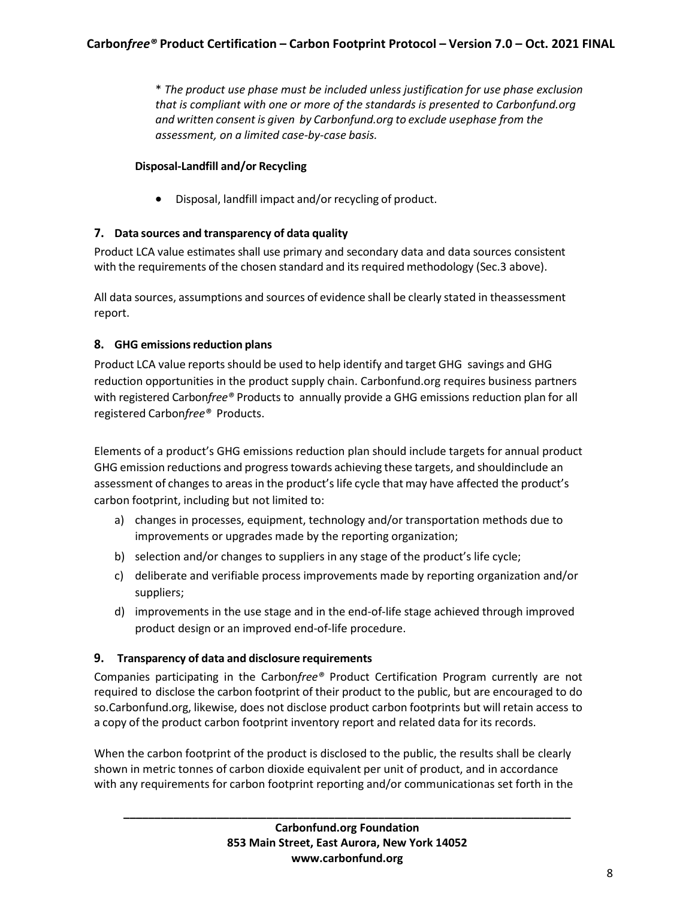*\* The product use phase must be included unless justification for use phase exclusion that is compliant with one or more of the standards is presented to Carbonfund.org and written consent is given by Carbonfund.org to exclude usephase from the assessment, on a limited case-by-case basis.*

**Disposal-Landfill and/or Recycling**

- Disposal, landfill impact and/or recycling of product.

## 7. Data sources and transparency of data quality

Product LCA value estimates shall use primary and secondary data and data sources consistent with the requirements of the chosen standard and its required methodology (Sec.3 above).

All data sources, assumptions and sources of evidence shall be clearly stated in theassessment report.

## 8. GHG emissions reduction plans

Product LCA value reports should be used to help identify and target GHG savings and GHG reduction opportunities in the product supply chain. Carbonfund.org requires business partners with registered Carbon*free®* Products to annually provide a GHG emissions reduction plan for all registered Carbon*free®* Products.

Elements of a product's GHG emissions reduction plan should include targets for annual product GHG emission reductions and progress towards achieving these targets, and shouldinclude an assessment of changes to areas in the product's life cycle that may have affected the product's carbon footprint, including but not limited to:

a) changes in processes, equipment, technology and/or transportation methods due to improvements or upgrades made by the reporting organization;
b) selection and/or changes to suppliers in any stage of the product's life cycle;
c) deliberate and verifiable process improvements made by reporting organization and/or suppliers;
d) improvements in the use stage and in the end-of-life stage achieved through improved product design or an improved end-of-life procedure.

## 9. Transparency of data and disclosure requirements

Companies participating in the Carbon*free®* Product Certification Program currently are not required to disclose the carbon footprint of their product to the public, but are encouraged to do so.Carbonfund.org, likewise, does not disclose product carbon footprints but will retain access to a copy of the product carbon footprint inventory report and related data for its records.

When the carbon footprint of the product is disclosed to the public, the results shall be clearly shown in metric tonnes of carbon dioxide equivalent per unit of product, and in accordance with any requirements for carbon footprint reporting and/or communicationas set forth in the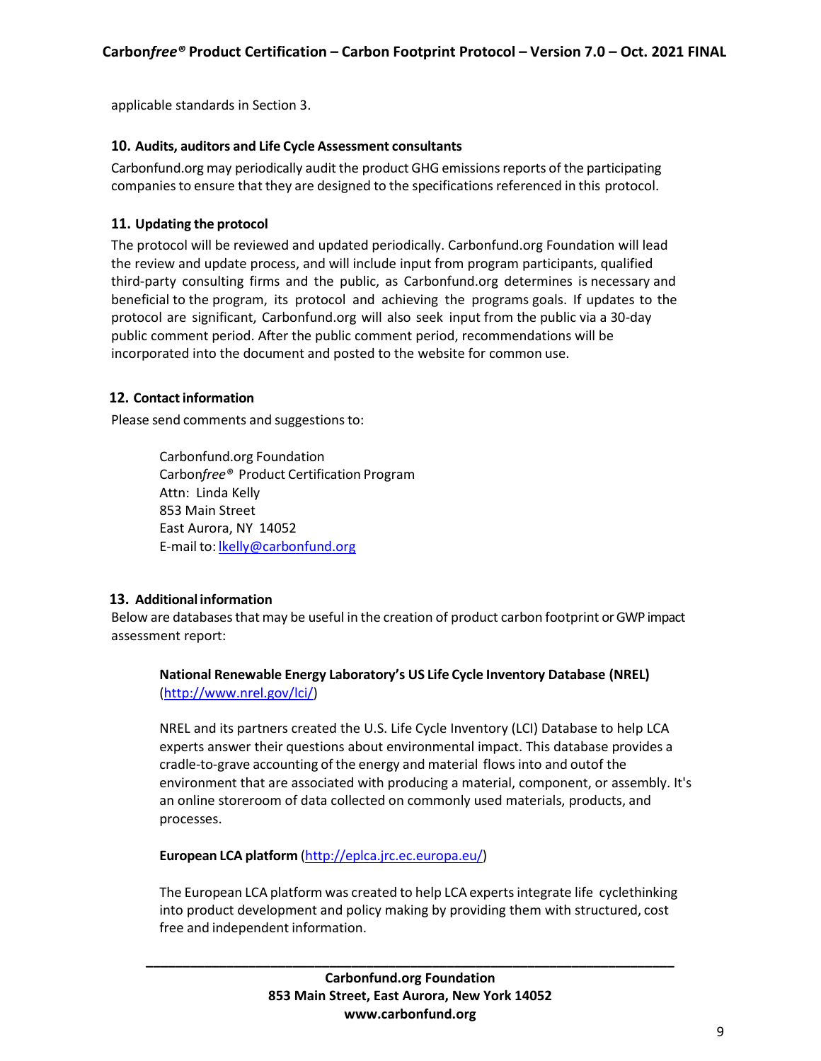applicable standards in Section 3.

## 10. Audits, auditors and Life Cycle Assessment consultants

Carbonfund.org may periodically audit the product GHG emissions reports of the participating companies to ensure that they are designed to the specifications referenced in this protocol.

## 11. Updating the protocol

The protocol will be reviewed and updated periodically. Carbonfund.org Foundation will lead the review and update process, and will include input from program participants, qualified third-party consulting firms and the public, as Carbonfund.org determines is necessary and beneficial to the program, its protocol and achieving the programs goals. If updates to the protocol are significant, Carbonfund.org will also seek input from the public via a 30-day public comment period. After the public comment period, recommendations will be incorporated into the document and posted to the website for common use.

## 12. Contact information

Please send comments and suggestions to:

> Carbonfund.org Foundation
> Carbon*free*® Product Certification Program
> Attn: Linda Kelly
> 853 Main Street
> East Aurora, NY 14052
> E-mail to: lkelly@carbonfund.org

## 13. Additional information

Below are databases that may be useful in the creation of product carbon footprint or GWP impact assessment report:

**National Renewable Energy Laboratory's US Life Cycle Inventory Database (NREL)** (http://www.nrel.gov/lci/)

NREL and its partners created the U.S. Life Cycle Inventory (LCI) Database to help LCA experts answer their questions about environmental impact. This database provides a cradle-to-grave accounting of the energy and material flows into and outof the environment that are associated with producing a material, component, or assembly. It's an online storeroom of data collected on commonly used materials, products, and processes.

**European LCA platform** (http://eplca.jrc.ec.europa.eu/)

The European LCA platform was created to help LCA experts integrate life cyclethinking into product development and policy making by providing them with structured, cost free and independent information.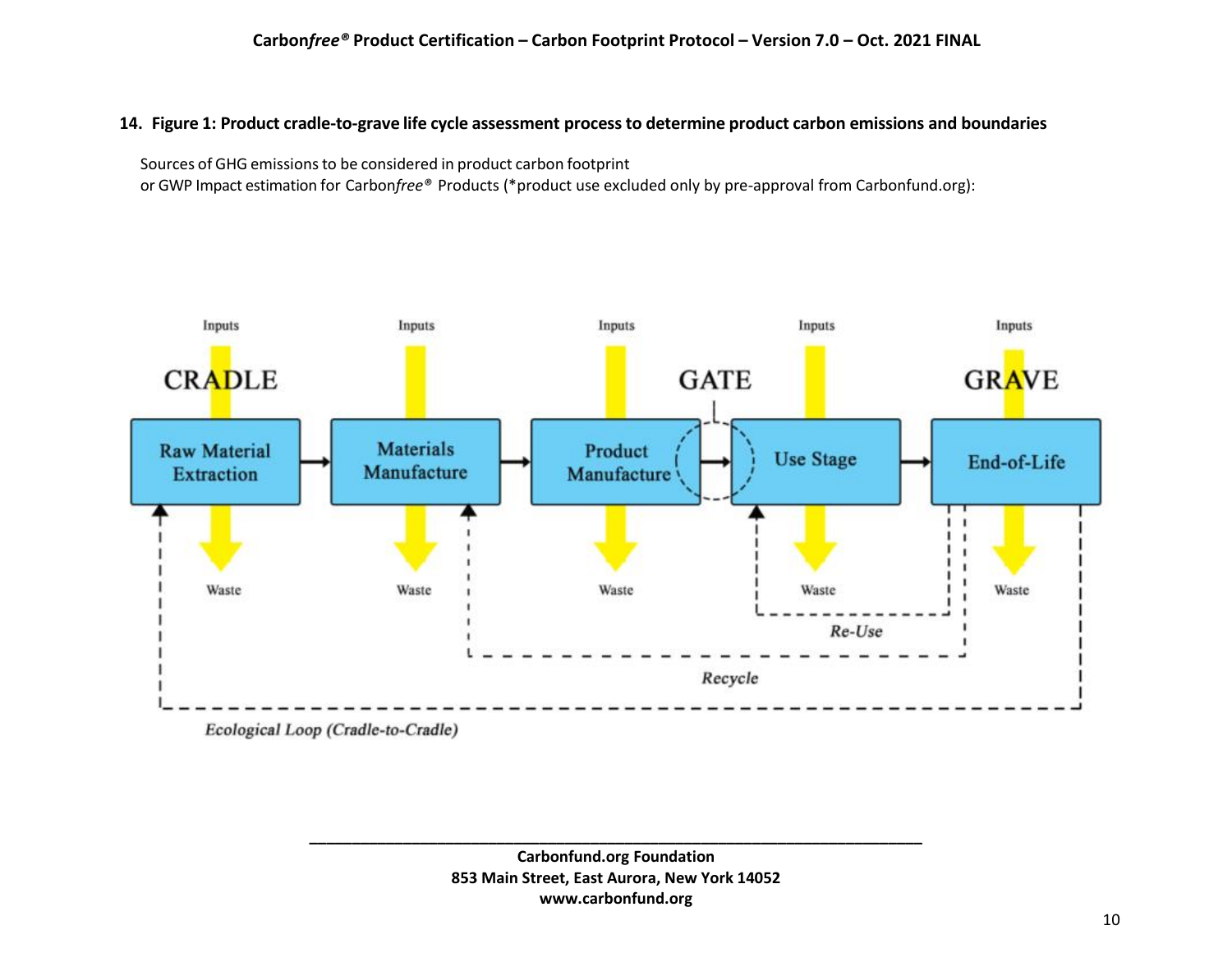## 14. Figure 1: Product cradle-to-grave life cycle assessment process to determine product carbon emissions and boundaries

Sources of GHG emissions to be considered in product carbon footprint or GWP Impact estimation for Carbon*free*® Products (*product use excluded only by pre-approval from Carbonfund.org):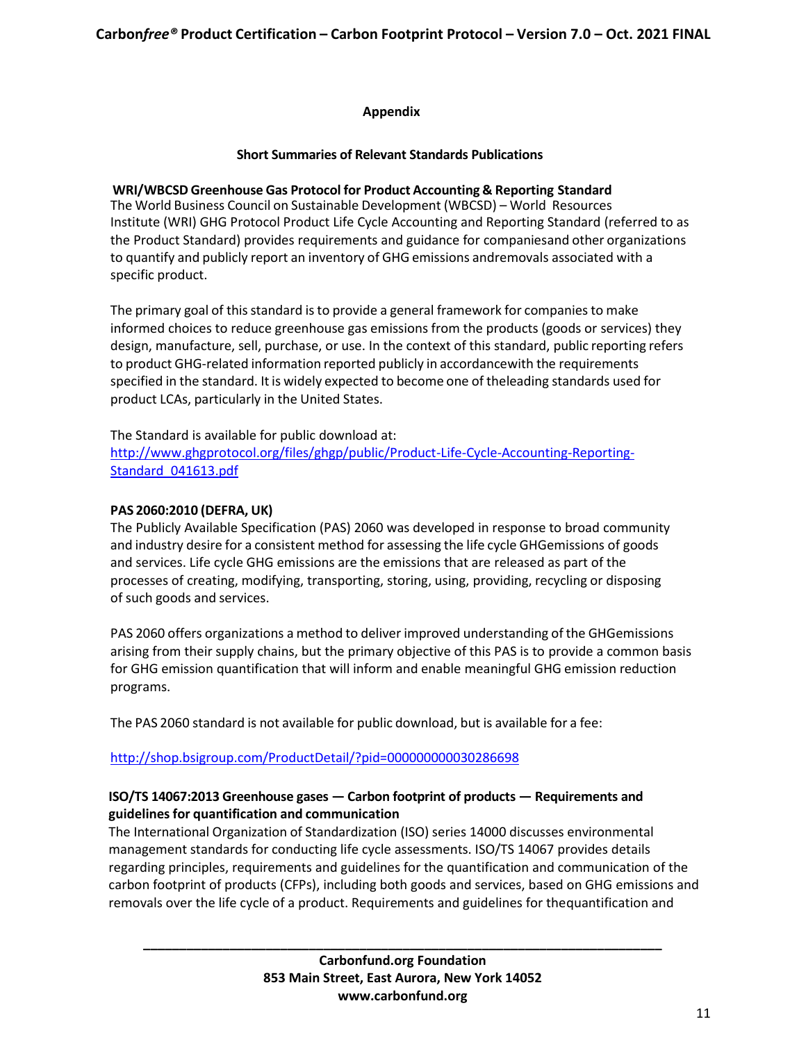## Appendix

### Short Summaries of Relevant Standards Publications

**WRI/WBCSD Greenhouse Gas Protocol for Product Accounting & Reporting Standard**

The World Business Council on Sustainable Development (WBCSD) – World Resources Institute (WRI) GHG Protocol Product Life Cycle Accounting and Reporting Standard (referred to as the Product Standard) provides requirements and guidance for companiesand other organizations to quantify and publicly report an inventory of GHG emissions andremovals associated with a specific product.

The primary goal of this standard is to provide a general framework for companies to make informed choices to reduce greenhouse gas emissions from the products (goods or services) they design, manufacture, sell, purchase, or use. In the context of this standard, public reporting refers to product GHG-related information reported publicly in accordancewith the requirements specified in the standard. It is widely expected to become one of theleading standards used for product LCAs, particularly in the United States.

The Standard is available for public download at:
[http://www.ghgprotocol.org/files/ghgp/public/Product-Life-Cycle-Accounting-Reporting-Standard_041613.pdf](http://www.ghgprotocol.org/files/ghgp/public/Product-Life-Cycle-Accounting-Reporting-Standard_041613.pdf)

**PAS 2060:2010 (DEFRA, UK)**

The Publicly Available Specification (PAS) 2060 was developed in response to broad community and industry desire for a consistent method for assessing the life cycle GHGemissions of goods and services. Life cycle GHG emissions are the emissions that are released as part of the processes of creating, modifying, transporting, storing, using, providing, recycling or disposing of such goods and services.

PAS 2060 offers organizations a method to deliver improved understanding of the GHGemissions arising from their supply chains, but the primary objective of this PAS is to provide a common basis for GHG emission quantification that will inform and enable meaningful GHG emission reduction programs.

The PAS 2060 standard is not available for public download, but is available for a fee:

[http://shop.bsigroup.com/ProductDetail/?pid=000000000030286698](http://shop.bsigroup.com/ProductDetail/?pid=000000000030286698)

**ISO/TS 14067:2013 Greenhouse gases — Carbon footprint of products — Requirements and guidelines for quantification and communication**

The International Organization of Standardization (ISO) series 14000 discusses environmental management standards for conducting life cycle assessments. ISO/TS 14067 provides details regarding principles, requirements and guidelines for the quantification and communication of the carbon footprint of products (CFPs), including both goods and services, based on GHG emissions and removals over the life cycle of a product. Requirements and guidelines for thequantification and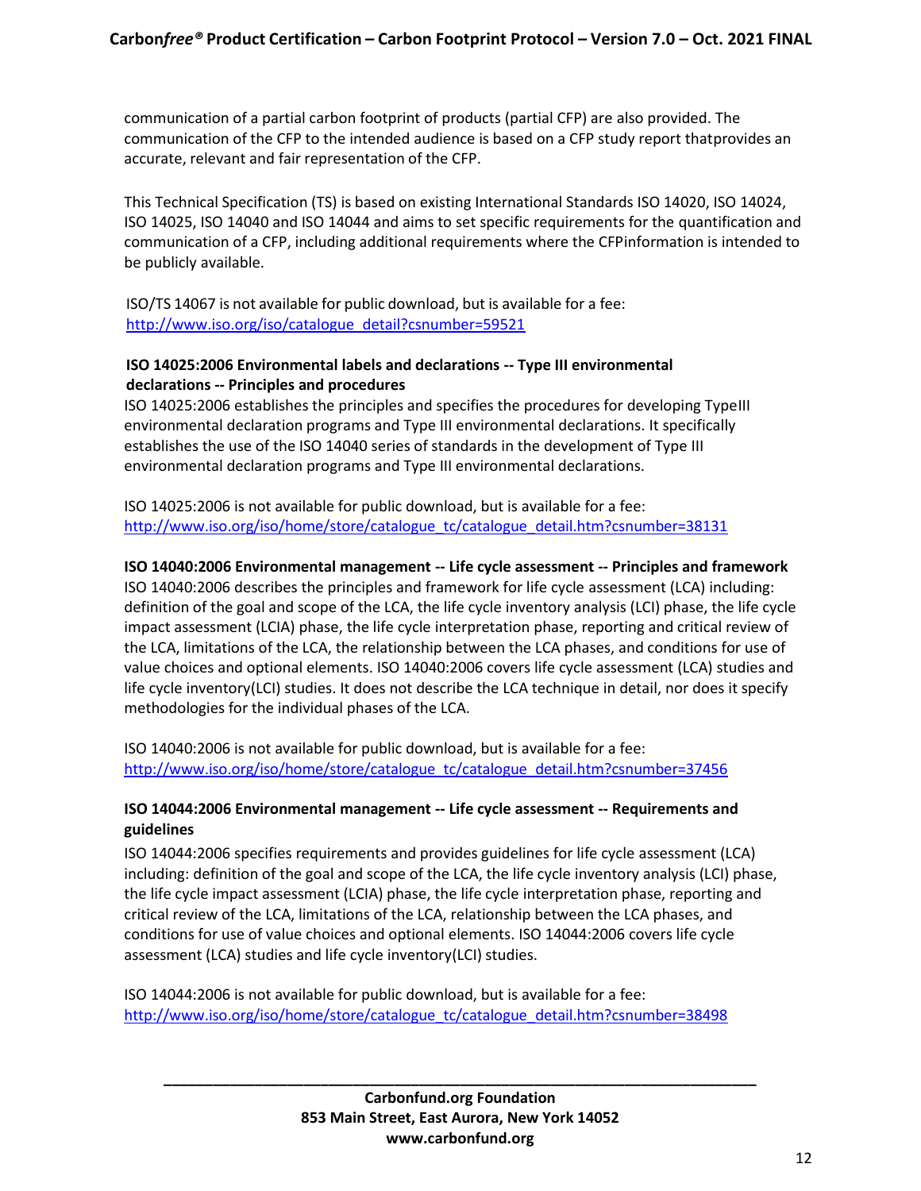communication of a partial carbon footprint of products (partial CFP) are also provided. The communication of the CFP to the intended audience is based on a CFP study report thatprovides an accurate, relevant and fair representation of the CFP.

This Technical Specification (TS) is based on existing International Standards ISO 14020, ISO 14024, ISO 14025, ISO 14040 and ISO 14044 and aims to set specific requirements for the quantification and communication of a CFP, including additional requirements where the CFPinformation is intended to be publicly available.

ISO/TS 14067 is not available for public download, but is available for a fee: http://www.iso.org/iso/catalogue_detail?csnumber=59521

**ISO 14025:2006 Environmental labels and declarations -- Type III environmental declarations -- Principles and procedures**

ISO 14025:2006 establishes the principles and specifies the procedures for developing TypeIII environmental declaration programs and Type III environmental declarations. It specifically establishes the use of the ISO 14040 series of standards in the development of Type III environmental declaration programs and Type III environmental declarations.

ISO 14025:2006 is not available for public download, but is available for a fee: http://www.iso.org/iso/home/store/catalogue_tc/catalogue_detail.htm?csnumber=38131

**ISO 14040:2006 Environmental management -- Life cycle assessment -- Principles and framework**

ISO 14040:2006 describes the principles and framework for life cycle assessment (LCA) including: definition of the goal and scope of the LCA, the life cycle inventory analysis (LCI) phase, the life cycle impact assessment (LCIA) phase, the life cycle interpretation phase, reporting and critical review of the LCA, limitations of the LCA, the relationship between the LCA phases, and conditions for use of value choices and optional elements. ISO 14040:2006 covers life cycle assessment (LCA) studies and life cycle inventory(LCI) studies. It does not describe the LCA technique in detail, nor does it specify methodologies for the individual phases of the LCA.

ISO 14040:2006 is not available for public download, but is available for a fee: http://www.iso.org/iso/home/store/catalogue_tc/catalogue_detail.htm?csnumber=37456

**ISO 14044:2006 Environmental management -- Life cycle assessment -- Requirements and guidelines**

ISO 14044:2006 specifies requirements and provides guidelines for life cycle assessment (LCA) including: definition of the goal and scope of the LCA, the life cycle inventory analysis (LCI) phase, the life cycle impact assessment (LCIA) phase, the life cycle interpretation phase, reporting and critical review of the LCA, limitations of the LCA, relationship between the LCA phases, and conditions for use of value choices and optional elements. ISO 14044:2006 covers life cycle assessment (LCA) studies and life cycle inventory(LCI) studies.

ISO 14044:2006 is not available for public download, but is available for a fee: http://www.iso.org/iso/home/store/catalogue_tc/catalogue_detail.htm?csnumber=38498